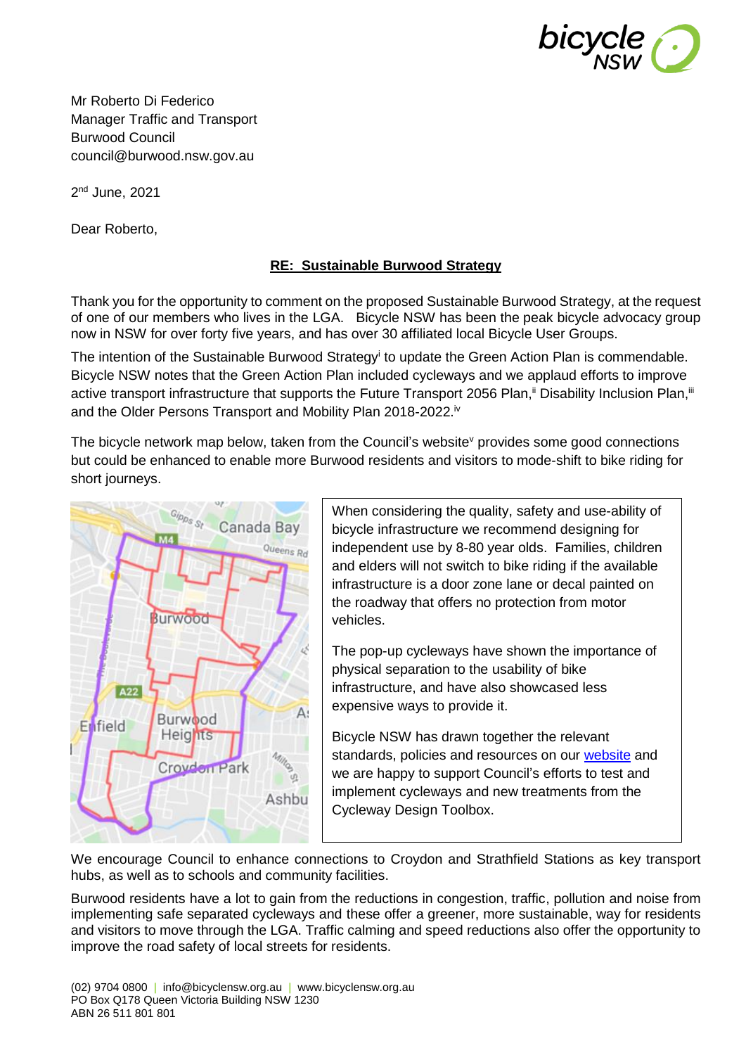Mr Roberto Di Federico
Manager Traffic and Transport
Burwood Council
council@burwood.nsw.gov.au

2nd June, 2021

Dear Roberto,

**RE: Sustainable Burwood Strategy**

Thank you for the opportunity to comment on the proposed Sustainable Burwood Strategy, at the request of one of our members who lives in the LGA. Bicycle NSW has been the peak bicycle advocacy group now in NSW for over forty five years, and has over 30 affiliated local Bicycle User Groups.

The intention of the Sustainable Burwood Strategy[i] to update the Green Action Plan is commendable. Bicycle NSW notes that the Green Action Plan included cycleways and we applaud efforts to improve active transport infrastructure that supports the Future Transport 2056 Plan,[ii] Disability Inclusion Plan,[iii] and the Older Persons Transport and Mobility Plan 2018-2022.[iv]

The bicycle network map below, taken from the Council's website[v] provides some good connections but could be enhanced to enable more Burwood residents and visitors to mode-shift to bike riding for short journeys.

When considering the quality, safety and use-ability of bicycle infrastructure we recommend designing for independent use by 8-80 year olds. Families, children and elders will not switch to bike riding if the available infrastructure is a door zone lane or decal painted on the roadway that offers no protection from motor vehicles.

The pop-up cycleways have shown the importance of physical separation to the usability of bike infrastructure, and have also showcased less expensive ways to provide it.

Bicycle NSW has drawn together the relevant standards, policies and resources on our website and we are happy to support Council's efforts to test and implement cycleways and new treatments from the Cycleway Design Toolbox.

We encourage Council to enhance connections to Croydon and Strathfield Stations as key transport hubs, as well as to schools and community facilities.

Burwood residents have a lot to gain from the reductions in congestion, traffic, pollution and noise from implementing safe separated cycleways and these offer a greener, more sustainable, way for residents and visitors to move through the LGA. Traffic calming and speed reductions also offer the opportunity to improve the road safety of local streets for residents.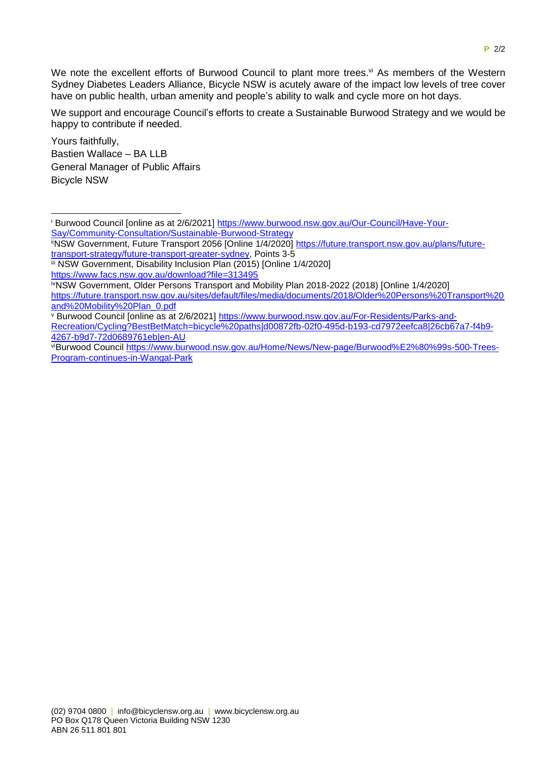We note the excellent efforts of Burwood Council to plant more trees.[vi] As members of the Western Sydney Diabetes Leaders Alliance, Bicycle NSW is acutely aware of the impact low levels of tree cover have on public health, urban amenity and people's ability to walk and cycle more on hot days.

We support and encourage Council's efforts to create a Sustainable Burwood Strategy and we would be happy to contribute if needed.

Yours faithfully,
Bastien Wallace – BA LLB
General Manager of Public Affairs
Bicycle NSW

---

[i] Burwood Council [online as at 2/6/2021] https://www.burwood.nsw.gov.au/Our-Council/Have-Your-Say/Community-Consultation/Sustainable-Burwood-Strategy

[ii] NSW Government, Future Transport 2056 [Online 1/4/2020] https://future.transport.nsw.gov.au/plans/future-transport-strategy/future-transport-greater-sydney, Points 3-5

[iii] NSW Government, Disability Inclusion Plan (2015) [Online 1/4/2020] https://www.facs.nsw.gov.au/download?file=313495

[iv] NSW Government, Older Persons Transport and Mobility Plan 2018-2022 (2018) [Online 1/4/2020] https://future.transport.nsw.gov.au/sites/default/files/media/documents/2018/Older%20Persons%20Transport%20and%20Mobility%20Plan_0.pdf

[v] Burwood Council [online as at 2/6/2021] https://www.burwood.nsw.gov.au/For-Residents/Parks-and-Recreation/Cycling?BestBetMatch=bicycle%20paths|d00872fb-02f0-495d-b193-cd7972eefca8|26cb67a7-f4b9-4267-b9d7-72d0689761eb|en-AU

[vi] Burwood Council https://www.burwood.nsw.gov.au/Home/News/New-page/Burwood%E2%80%99s-500-Trees-Program-continues-in-Wangal-Park

(02) 9704 0800 | info@bicyclensw.org.au | www.bicyclensw.org.au
PO Box Q178 Queen Victoria Building NSW 1230
ABN 26 511 801 801